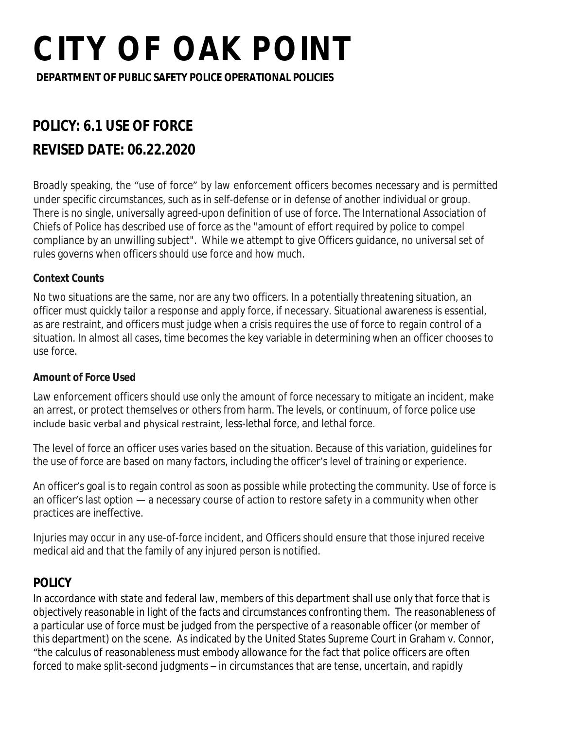# CITY OF OAK POINT

**DEPARTMENT OF PUBLIC SAFETY POLICE OPERATIONAL POLICIES**

## POLICY: 6.1 USE OF FORCE

## REVISED DATE: 06.22.2020

Broadly speaking, the "use of force" by law enforcement officers becomes necessary and is permitted under specific circumstances, such as in self-defense or in defense of another individual or group. There is no single, universally agreed-upon definition of use of force. The International Association of Chiefs of Police has described use of force as the "amount of effort required by police to compel compliance by an unwilling subject". While we attempt to give Officers guidance, no universal set of rules governs when officers should use force and how much.

**Context Counts**

No two situations are the same, nor are any two officers. In a potentially threatening situation, an officer must quickly tailor a response and apply force, if necessary. Situational awareness is essential, as are restraint, and officers must judge when a crisis requires the use of force to regain control of a situation. In almost all cases, time becomes the key variable in determining when an officer chooses to use force.

**Amount of Force Used**

Law enforcement officers should use only the amount of force necessary to mitigate an incident, make an arrest, or protect themselves or others from harm. The levels, or continuum, of force police use include basic verbal and physical restraint, less-lethal force, and lethal force.

The level of force an officer uses varies based on the situation. Because of this variation, guidelines for the use of force are based on many factors, including the officer's level of training or experience.

An officer's goal is to regain control as soon as possible while protecting the community. Use of force is an officer's last option — a necessary course of action to restore safety in a community when other practices are ineffective.

Injuries may occur in any use-of-force incident, and Officers should ensure that those injured receive medical aid and that the family of any injured person is notified.

## POLICY

In accordance with state and federal law, members of this department shall use only that force that is objectively reasonable in light of the facts and circumstances confronting them. The reasonableness of a particular use of force must be judged from the perspective of a reasonable officer (or member of this department) on the scene. As indicated by the United States Supreme Court in Graham v. Connor, "the calculus of reasonableness must embody allowance for the fact that police officers are often forced to make split-second judgments – in circumstances that are tense, uncertain, and rapidly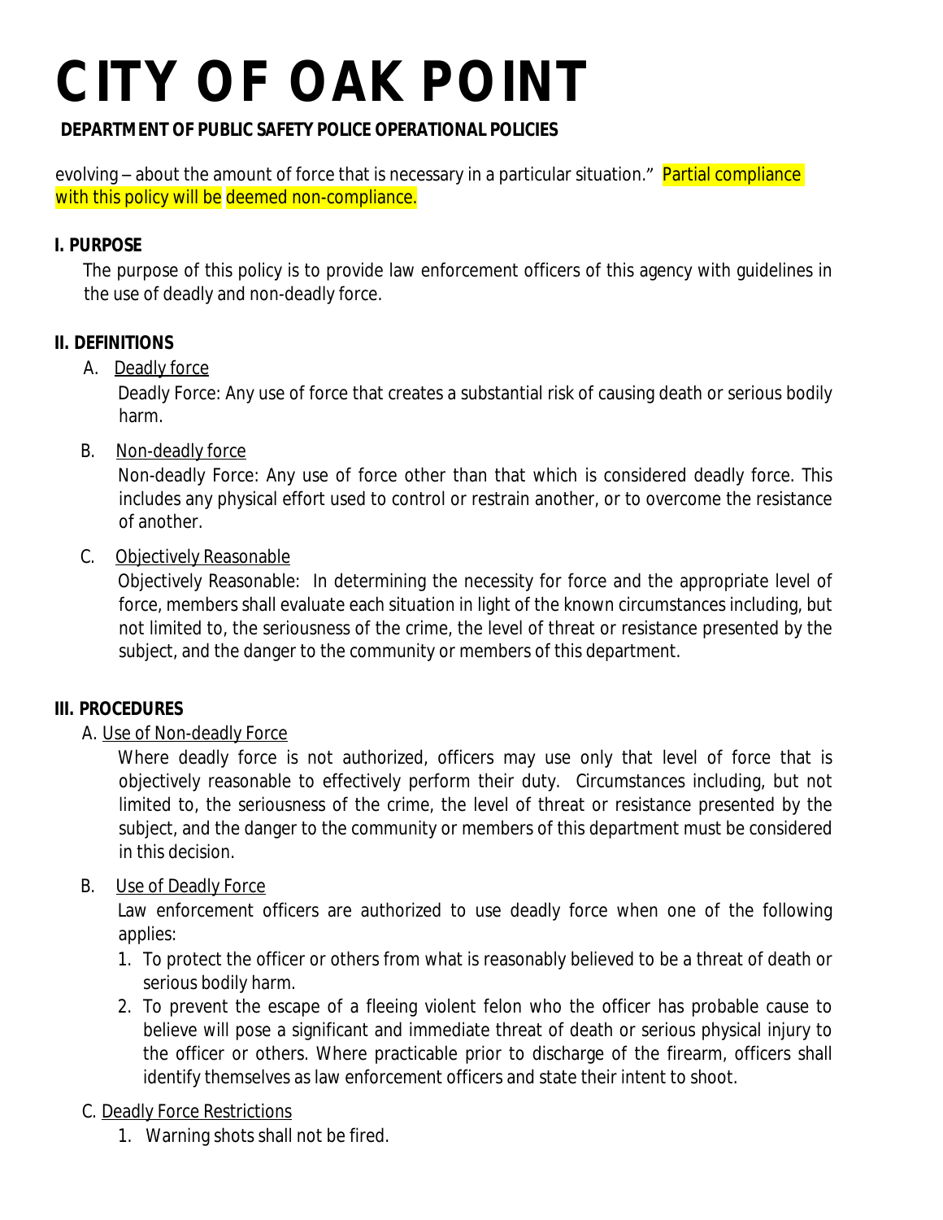evolving – about the amount of force that is necessary in a particular situation." Partial compliance with this policy will be deemed non-compliance.

## I. PURPOSE

The purpose of this policy is to provide law enforcement officers of this agency with guidelines in the use of deadly and non-deadly force.

## II. DEFINITIONS

A. Deadly force

Deadly Force: Any use of force that creates a substantial risk of causing death or serious bodily harm.

B. Non-deadly force

Non-deadly Force: Any use of force other than that which is considered deadly force. This includes any physical effort used to control or restrain another, or to overcome the resistance of another.

C. Objectively Reasonable

Objectively Reasonable: In determining the necessity for force and the appropriate level of force, members shall evaluate each situation in light of the known circumstances including, but not limited to, the seriousness of the crime, the level of threat or resistance presented by the subject, and the danger to the community or members of this department.

## III. PROCEDURES

A. Use of Non-deadly Force

Where deadly force is not authorized, officers may use only that level of force that is objectively reasonable to effectively perform their duty. Circumstances including, but not limited to, the seriousness of the crime, the level of threat or resistance presented by the subject, and the danger to the community or members of this department must be considered in this decision.

B. Use of Deadly Force

Law enforcement officers are authorized to use deadly force when one of the following applies:

1. To protect the officer or others from what is reasonably believed to be a threat of death or serious bodily harm.
2. To prevent the escape of a fleeing violent felon who the officer has probable cause to believe will pose a significant and immediate threat of death or serious physical injury to the officer or others. Where practicable prior to discharge of the firearm, officers shall identify themselves as law enforcement officers and state their intent to shoot.

C. Deadly Force Restrictions

1. Warning shots shall not be fired.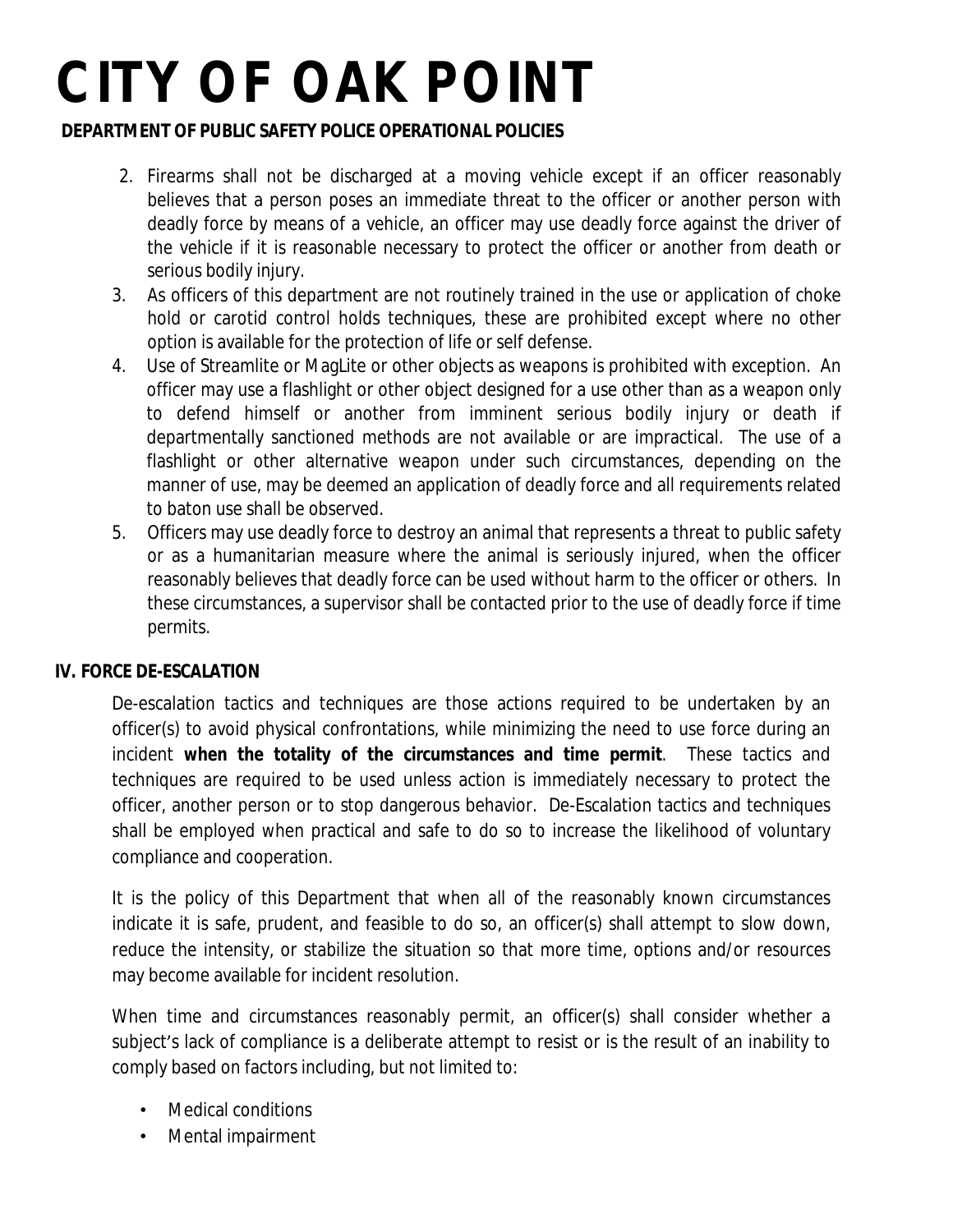2. Firearms shall not be discharged at a moving vehicle except if an officer reasonably believes that a person poses an immediate threat to the officer or another person with deadly force by means of a vehicle, an officer may use deadly force against the driver of the vehicle if it is reasonable necessary to protect the officer or another from death or serious bodily injury.
3. As officers of this department are not routinely trained in the use or application of choke hold or carotid control holds techniques, these are prohibited except where no other option is available for the protection of life or self defense.
4. Use of Streamlite or MagLite or other objects as weapons is prohibited with exception. An officer may use a flashlight or other object designed for a use other than as a weapon only to defend himself or another from imminent serious bodily injury or death if departmentally sanctioned methods are not available or are impractical. The use of a flashlight or other alternative weapon under such circumstances, depending on the manner of use, may be deemed an application of deadly force and all requirements related to baton use shall be observed.
5. Officers may use deadly force to destroy an animal that represents a threat to public safety or as a humanitarian measure where the animal is seriously injured, when the officer reasonably believes that deadly force can be used without harm to the officer or others. In these circumstances, a supervisor shall be contacted prior to the use of deadly force if time permits.

## IV. FORCE DE-ESCALATION

De-escalation tactics and techniques are those actions required to be undertaken by an officer(s) to avoid physical confrontations, while minimizing the need to use force during an incident **when the totality of the circumstances and time permit**. These tactics and techniques are required to be used unless action is immediately necessary to protect the officer, another person or to stop dangerous behavior. De-Escalation tactics and techniques shall be employed when practical and safe to do so to increase the likelihood of voluntary compliance and cooperation.

It is the policy of this Department that when all of the reasonably known circumstances indicate it is safe, prudent, and feasible to do so, an officer(s) shall attempt to slow down, reduce the intensity, or stabilize the situation so that more time, options and/or resources may become available for incident resolution.

When time and circumstances reasonably permit, an officer(s) shall consider whether a subject's lack of compliance is a deliberate attempt to resist or is the result of an inability to comply based on factors including, but not limited to:

- Medical conditions
- Mental impairment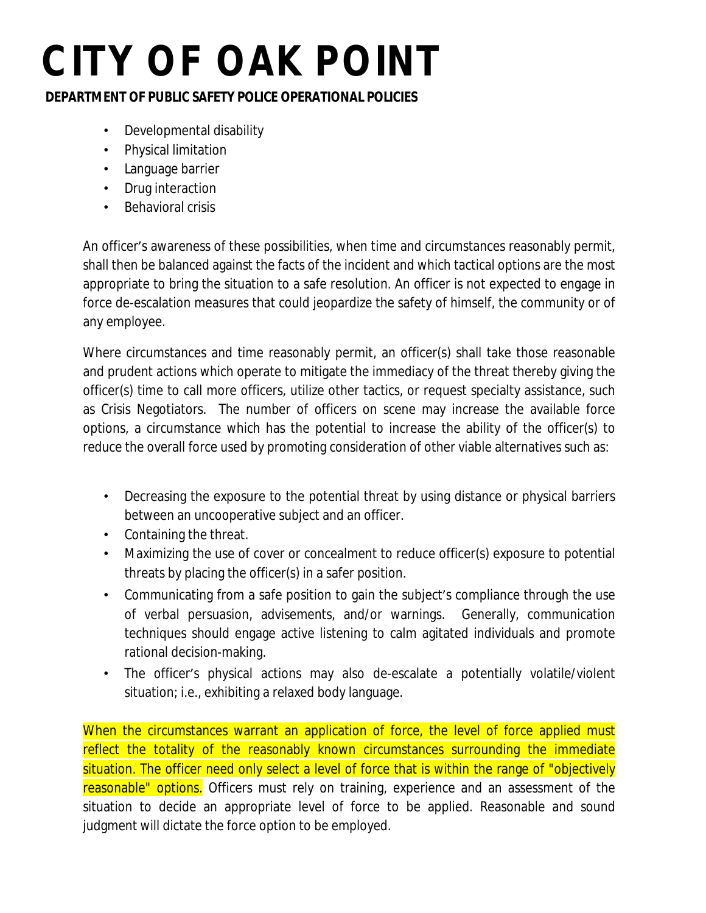- Developmental disability
- Physical limitation
- Language barrier
- Drug interaction
- Behavioral crisis

An officer's awareness of these possibilities, when time and circumstances reasonably permit, shall then be balanced against the facts of the incident and which tactical options are the most appropriate to bring the situation to a safe resolution. An officer is not expected to engage in force de-escalation measures that could jeopardize the safety of himself, the community or of any employee.

Where circumstances and time reasonably permit, an officer(s) shall take those reasonable and prudent actions which operate to mitigate the immediacy of the threat thereby giving the officer(s) time to call more officers, utilize other tactics, or request specialty assistance, such as Crisis Negotiators. The number of officers on scene may increase the available force options, a circumstance which has the potential to increase the ability of the officer(s) to reduce the overall force used by promoting consideration of other viable alternatives such as:

- Decreasing the exposure to the potential threat by using distance or physical barriers between an uncooperative subject and an officer.
- Containing the threat.
- Maximizing the use of cover or concealment to reduce officer(s) exposure to potential threats by placing the officer(s) in a safer position.
- Communicating from a safe position to gain the subject's compliance through the use of verbal persuasion, advisements, and/or warnings. Generally, communication techniques should engage active listening to calm agitated individuals and promote rational decision-making.
- The officer's physical actions may also de-escalate a potentially volatile/violent situation; i.e., exhibiting a relaxed body language.

When the circumstances warrant an application of force, the level of force applied must reflect the totality of the reasonably known circumstances surrounding the immediate situation. The officer need only select a level of force that is within the range of "objectively reasonable" options. Officers must rely on training, experience and an assessment of the situation to decide an appropriate level of force to be applied. Reasonable and sound judgment will dictate the force option to be employed.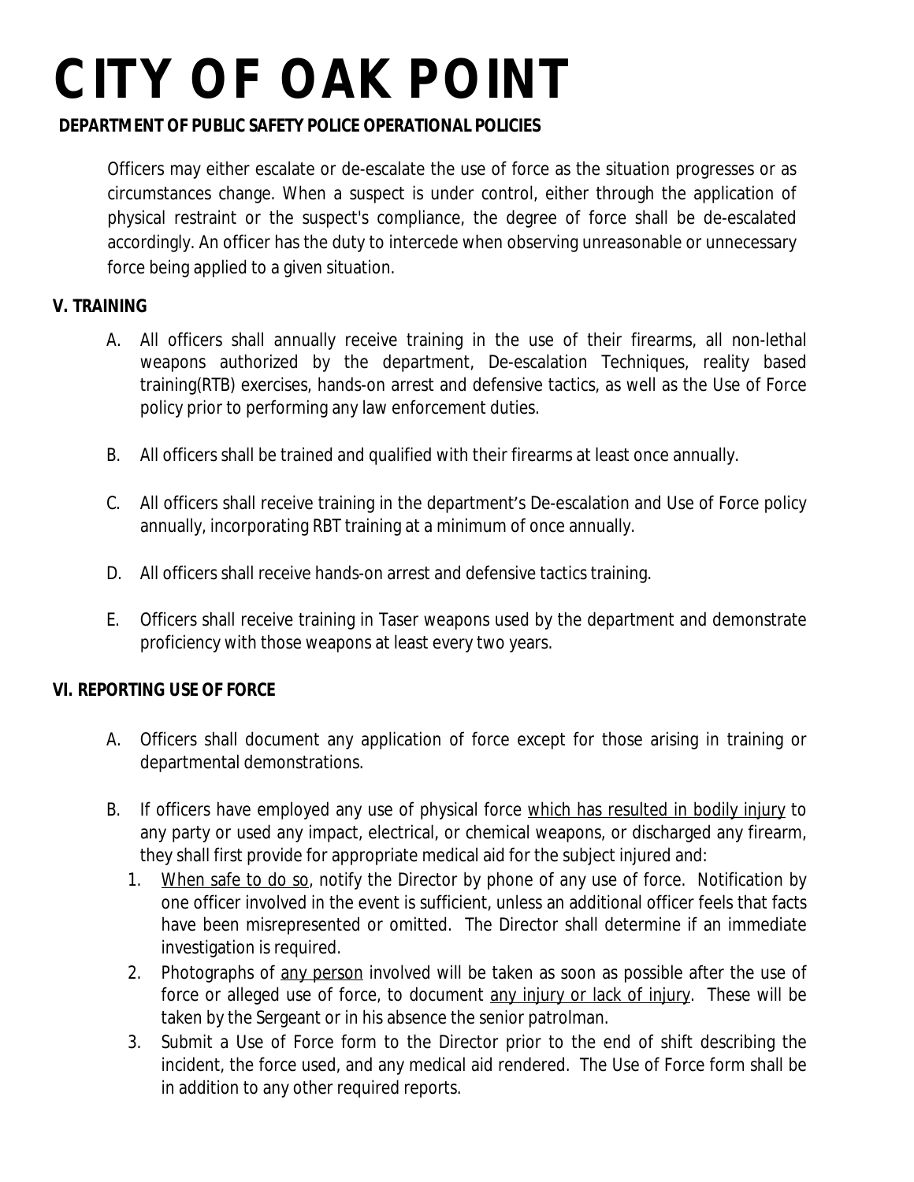# CITY OF OAK POINT

**DEPARTMENT OF PUBLIC SAFETY POLICE OPERATIONAL POLICIES**

Officers may either escalate or de-escalate the use of force as the situation progresses or as circumstances change. When a suspect is under control, either through the application of physical restraint or the suspect's compliance, the degree of force shall be de-escalated accordingly. An officer has the duty to intercede when observing unreasonable or unnecessary force being applied to a given situation.

## V. TRAINING

A. All officers shall annually receive training in the use of their firearms, all non-lethal weapons authorized by the department, De-escalation Techniques, reality based training(RTB) exercises, hands-on arrest and defensive tactics, as well as the Use of Force policy prior to performing any law enforcement duties.

B. All officers shall be trained and qualified with their firearms at least once annually.

C. All officers shall receive training in the department's De-escalation and Use of Force policy annually, incorporating RBT training at a minimum of once annually.

D. All officers shall receive hands-on arrest and defensive tactics training.

E. Officers shall receive training in Taser weapons used by the department and demonstrate proficiency with those weapons at least every two years.

## VI. REPORTING USE OF FORCE

A. Officers shall document any application of force except for those arising in training or departmental demonstrations.

B. If officers have employed any use of physical force <u>which has resulted in bodily injury</u> to any party or used any impact, electrical, or chemical weapons, or discharged any firearm, they shall first provide for appropriate medical aid for the subject injured and:

1. <u>When safe to do so</u>, notify the Director by phone of any use of force. Notification by one officer involved in the event is sufficient, unless an additional officer feels that facts have been misrepresented or omitted. The Director shall determine if an immediate investigation is required.
2. Photographs of <u>any person</u> involved will be taken as soon as possible after the use of force or alleged use of force, to document <u>any injury or lack of injury</u>. These will be taken by the Sergeant or in his absence the senior patrolman.
3. Submit a Use of Force form to the Director prior to the end of shift describing the incident, the force used, and any medical aid rendered. The Use of Force form shall be in addition to any other required reports.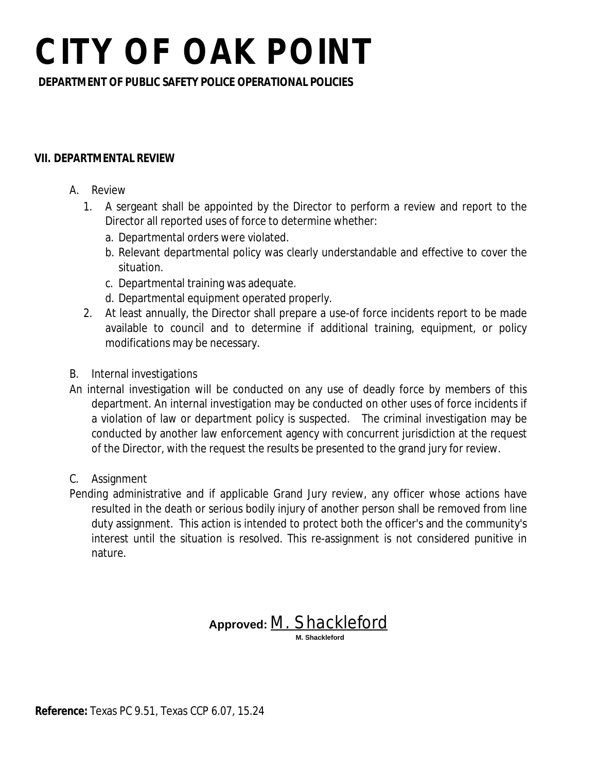# CITY OF OAK POINT

**DEPARTMENT OF PUBLIC SAFETY POLICE OPERATIONAL POLICIES**

## VII. DEPARTMENTAL REVIEW

A. Review

1. A sergeant shall be appointed by the Director to perform a review and report to the Director all reported uses of force to determine whether:
   a. Departmental orders were violated.
   b. Relevant departmental policy was clearly understandable and effective to cover the situation.
   c. Departmental training was adequate.
   d. Departmental equipment operated properly.
2. At least annually, the Director shall prepare a use-of force incidents report to be made available to council and to determine if additional training, equipment, or policy modifications may be necessary.

B. Internal investigations

An internal investigation will be conducted on any use of deadly force by members of this department. An internal investigation may be conducted on other uses of force incidents if a violation of law or department policy is suspected. The criminal investigation may be conducted by another law enforcement agency with concurrent jurisdiction at the request of the Director, with the request the results be presented to the grand jury for review.

C. Assignment

Pending administrative and if applicable Grand Jury review, any officer whose actions have resulted in the death or serious bodily injury of another person shall be removed from line duty assignment. This action is intended to protect both the officer's and the community's interest until the situation is resolved. This re-assignment is not considered punitive in nature.

**Approved:** M. Shackleford
M. Shackleford

**Reference:** Texas PC 9.51, Texas CCP 6.07, 15.24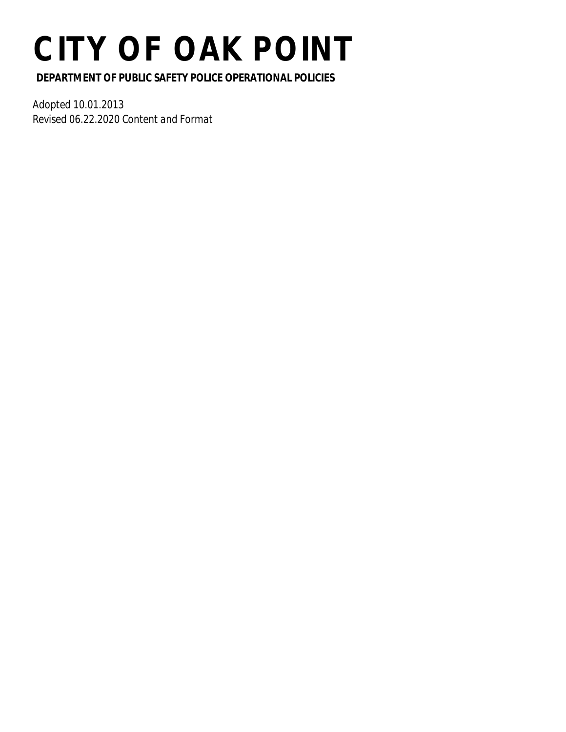# CITY OF OAK POINT

**DEPARTMENT OF PUBLIC SAFETY POLICE OPERATIONAL POLICIES**

*Adopted 10.01.2013*
*Revised 06.22.2020 Content and Format*